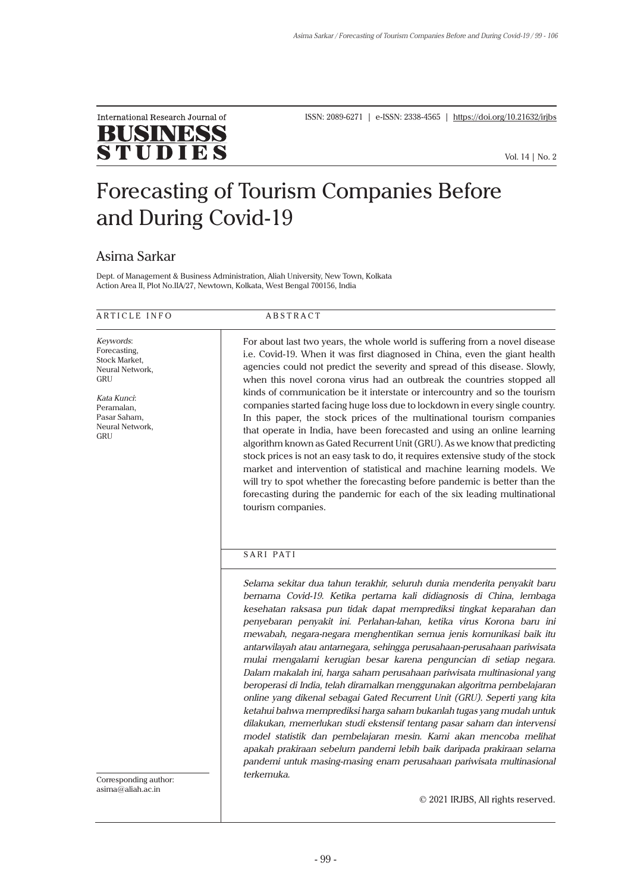International Research Journal of
**BUSINESS STUDIES**

ISSN: 2089-6271 | e-ISSN: 2338-4565 | https://doi.org/10.21632/irjbs

# Forecasting of Tourism Companies Before and During Covid-19

## Asima Sarkar

Dept. of Management & Business Administration, Aliah University, New Town, Kolkata
Action Area II, Plot No.IIA/27, Newtown, Kolkata, West Bengal 700156, India

ARTICLE INFO

*Keywords*:
Forecasting,
Stock Market,
Neural Network,
GRU

*Kata Kunci*:
Peramalan,
Pasar Saham,
Neural Network,
GRU

Corresponding author:
asima@aliah.ac.in

ABSTRACT

For about last two years, the whole world is suffering from a novel disease i.e. Covid-19. When it was first diagnosed in China, even the giant health agencies could not predict the severity and spread of this disease. Slowly, when this novel corona virus had an outbreak the countries stopped all kinds of communication be it interstate or intercountry and so the tourism companies started facing huge loss due to lockdown in every single country. In this paper, the stock prices of the multinational tourism companies that operate in India, have been forecasted and using an online learning algorithm known as Gated Recurrent Unit (GRU). As we know that predicting stock prices is not an easy task to do, it requires extensive study of the stock market and intervention of statistical and machine learning models. We will try to spot whether the forecasting before pandemic is better than the forecasting during the pandemic for each of the six leading multinational tourism companies.

SARI PATI

*Selama sekitar dua tahun terakhir, seluruh dunia menderita penyakit baru bernama Covid-19. Ketika pertama kali didiagnosis di China, lembaga kesehatan raksasa pun tidak dapat memprediksi tingkat keparahan dan penyebaran penyakit ini. Perlahan-lahan, ketika virus Korona baru ini mewabah, negara-negara menghentikan semua jenis komunikasi baik itu antarwilayah atau antarnegara, sehingga perusahaan-perusahaan pariwisata mulai mengalami kerugian besar karena penguncian di setiap negara. Dalam makalah ini, harga saham perusahaan pariwisata multinasional yang beroperasi di India, telah diramalkan menggunakan algoritma pembelajaran online yang dikenal sebagai Gated Recurrent Unit (GRU). Seperti yang kita ketahui bahwa memprediksi harga saham bukanlah tugas yang mudah untuk dilakukan, memerlukan studi ekstensif tentang pasar saham dan intervensi model statistik dan pembelajaran mesin. Kami akan mencoba melihat apakah prakiraan sebelum pandemi lebih baik daripada prakiraan selama pandemi untuk masing-masing enam perusahaan pariwisata multinasional terkemuka.*

© 2021 IRJBS, All rights reserved.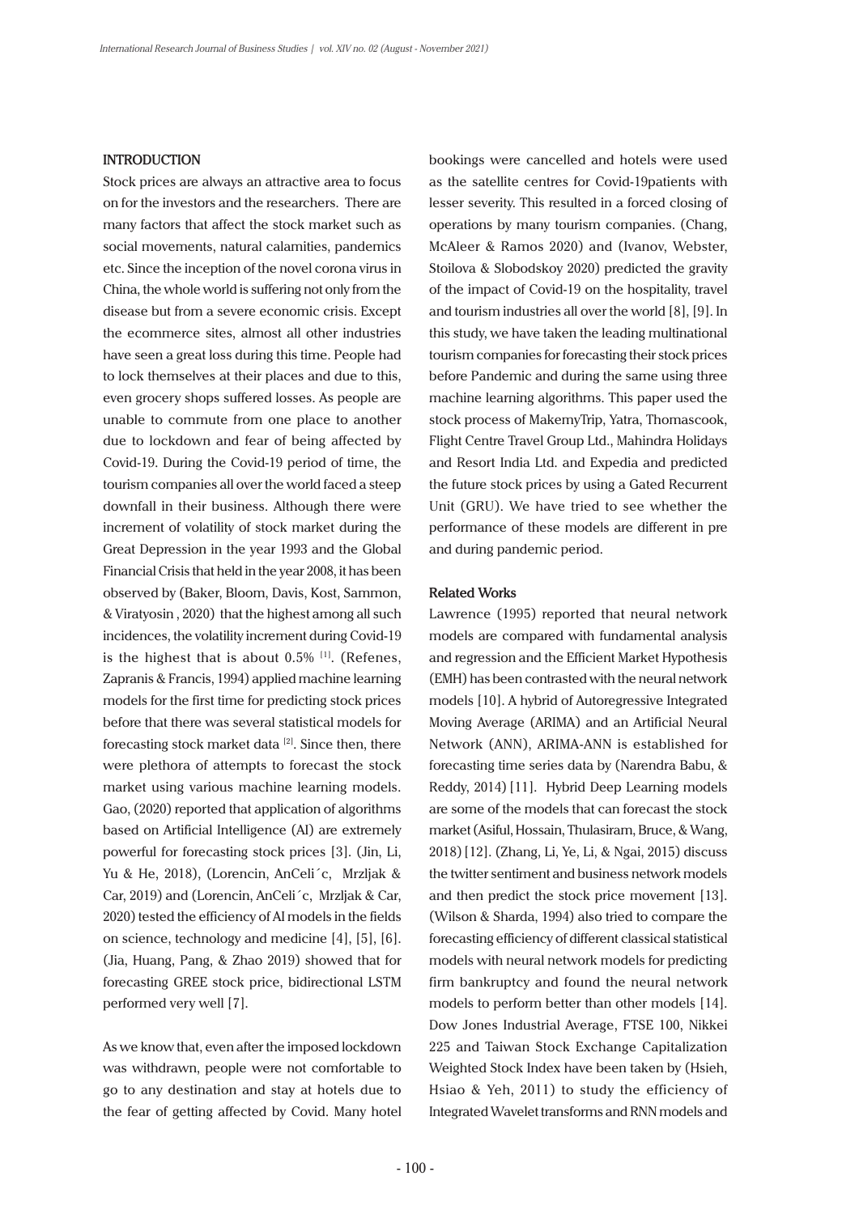## INTRODUCTION

Stock prices are always an attractive area to focus on for the investors and the researchers. There are many factors that affect the stock market such as social movements, natural calamities, pandemics etc. Since the inception of the novel corona virus in China, the whole world is suffering not only from the disease but from a severe economic crisis. Except the ecommerce sites, almost all other industries have seen a great loss during this time. People had to lock themselves at their places and due to this, even grocery shops suffered losses. As people are unable to commute from one place to another due to lockdown and fear of being affected by Covid-19. During the Covid-19 period of time, the tourism companies all over the world faced a steep downfall in their business. Although there were increment of volatility of stock market during the Great Depression in the year 1993 and the Global Financial Crisis that held in the year 2008, it has been observed by (Baker, Bloom, Davis, Kost, Sammon, & Viratyosin , 2020) that the highest among all such incidences, the volatility increment during Covid-19 is the highest that is about 0.5% [1]. (Refenes, Zapranis & Francis, 1994) applied machine learning models for the first time for predicting stock prices before that there was several statistical models for forecasting stock market data [2]. Since then, there were plethora of attempts to forecast the stock market using various machine learning models. Gao, (2020) reported that application of algorithms based on Artificial Intelligence (AI) are extremely powerful for forecasting stock prices [3]. (Jin, Li, Yu & He, 2018), (Lorencin, AnCeli´c, Mrzljak & Car, 2019) and (Lorencin, AnCeli´c, Mrzljak & Car, 2020) tested the efficiency of AI models in the fields on science, technology and medicine [4], [5], [6]. (Jia, Huang, Pang, & Zhao 2019) showed that for forecasting GREE stock price, bidirectional LSTM performed very well [7].

As we know that, even after the imposed lockdown was withdrawn, people were not comfortable to go to any destination and stay at hotels due to the fear of getting affected by Covid. Many hotel bookings were cancelled and hotels were used as the satellite centres for Covid-19patients with lesser severity. This resulted in a forced closing of operations by many tourism companies. (Chang, McAleer & Ramos 2020) and (Ivanov, Webster, Stoilova & Slobodskoy 2020) predicted the gravity of the impact of Covid-19 on the hospitality, travel and tourism industries all over the world [8], [9]. In this study, we have taken the leading multinational tourism companies for forecasting their stock prices before Pandemic and during the same using three machine learning algorithms. This paper used the stock process of MakemyTrip, Yatra, Thomascook, Flight Centre Travel Group Ltd., Mahindra Holidays and Resort India Ltd. and Expedia and predicted the future stock prices by using a Gated Recurrent Unit (GRU). We have tried to see whether the performance of these models are different in pre and during pandemic period.

### Related Works

Lawrence (1995) reported that neural network models are compared with fundamental analysis and regression and the Efficient Market Hypothesis (EMH) has been contrasted with the neural network models [10]. A hybrid of Autoregressive Integrated Moving Average (ARIMA) and an Artificial Neural Network (ANN), ARIMA-ANN is established for forecasting time series data by (Narendra Babu, & Reddy, 2014) [11]. Hybrid Deep Learning models are some of the models that can forecast the stock market (Asiful, Hossain, Thulasiram, Bruce, & Wang, 2018) [12]. (Zhang, Li, Ye, Li, & Ngai, 2015) discuss the twitter sentiment and business network models and then predict the stock price movement [13]. (Wilson & Sharda, 1994) also tried to compare the forecasting efficiency of different classical statistical models with neural network models for predicting firm bankruptcy and found the neural network models to perform better than other models [14]. Dow Jones Industrial Average, FTSE 100, Nikkei 225 and Taiwan Stock Exchange Capitalization Weighted Stock Index have been taken by (Hsieh, Hsiao & Yeh, 2011) to study the efficiency of Integrated Wavelet transforms and RNN models and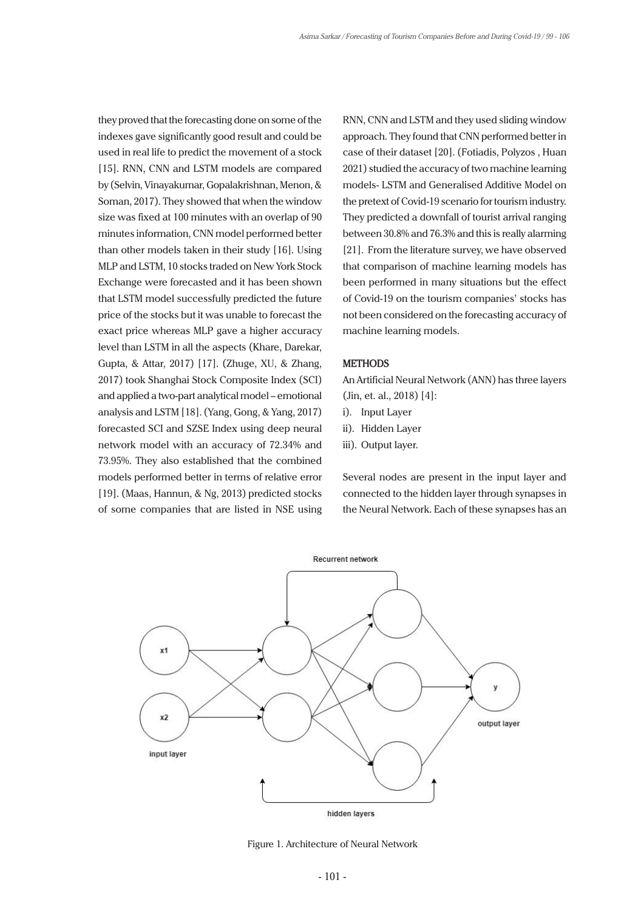they proved that the forecasting done on some of the indexes gave significantly good result and could be used in real life to predict the movement of a stock [15]. RNN, CNN and LSTM models are compared by (Selvin, Vinayakumar, Gopalakrishnan, Menon, & Soman, 2017). They showed that when the window size was fixed at 100 minutes with an overlap of 90 minutes information, CNN model performed better than other models taken in their study [16]. Using MLP and LSTM, 10 stocks traded on New York Stock Exchange were forecasted and it has been shown that LSTM model successfully predicted the future price of the stocks but it was unable to forecast the exact price whereas MLP gave a higher accuracy level than LSTM in all the aspects (Khare, Darekar, Gupta, & Attar, 2017) [17]. (Zhuge, XU, & Zhang, 2017) took Shanghai Stock Composite Index (SCI) and applied a two-part analytical model – emotional analysis and LSTM [18]. (Yang, Gong, & Yang, 2017) forecasted SCI and SZSE Index using deep neural network model with an accuracy of 72.34% and 73.95%. They also established that the combined models performed better in terms of relative error [19]. (Maas, Hannun, & Ng, 2013) predicted stocks of some companies that are listed in NSE using RNN, CNN and LSTM and they used sliding window approach. They found that CNN performed better in case of their dataset [20]. (Fotiadis, Polyzos , Huan 2021) studied the accuracy of two machine learning models- LSTM and Generalised Additive Model on the pretext of Covid-19 scenario for tourism industry. They predicted a downfall of tourist arrival ranging between 30.8% and 76.3% and this is really alarming [21]. From the literature survey, we have observed that comparison of machine learning models has been performed in many situations but the effect of Covid-19 on the tourism companies' stocks has not been considered on the forecasting accuracy of machine learning models.

## METHODS

An Artificial Neural Network (ANN) has three layers (Jin, et. al., 2018) [4]:

i). Input Layer
ii). Hidden Layer
iii). Output layer.

Several nodes are present in the input layer and connected to the hidden layer through synapses in the Neural Network. Each of these synapses has an

Figure 1. Architecture of Neural Network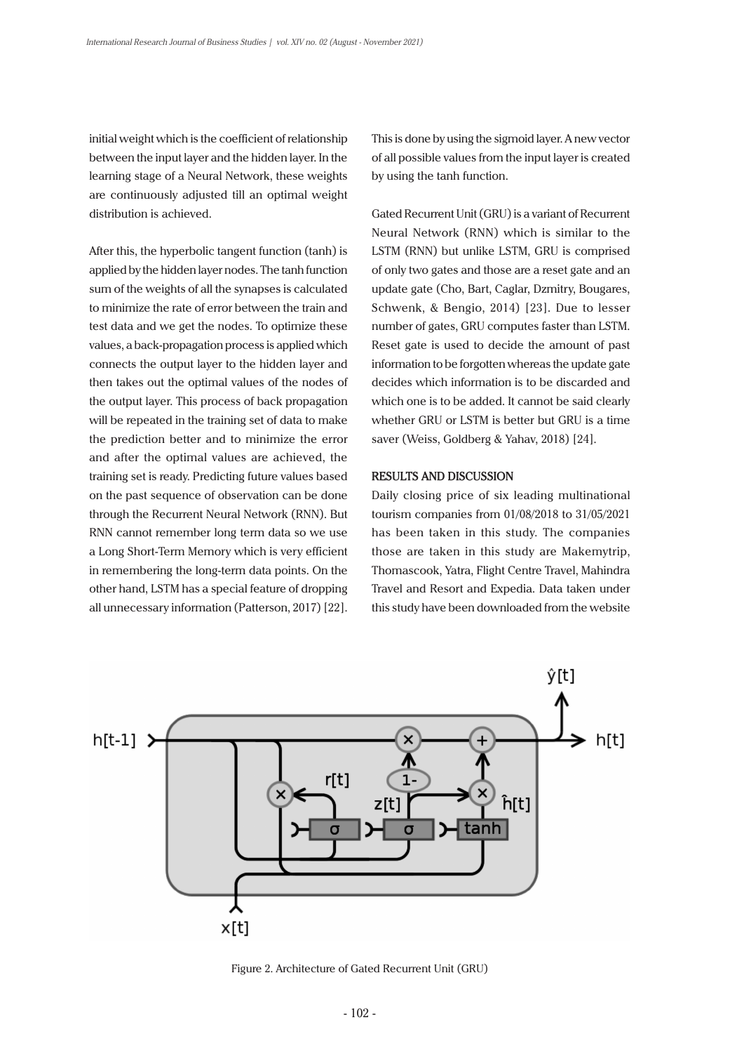initial weight which is the coefficient of relationship between the input layer and the hidden layer. In the learning stage of a Neural Network, these weights are continuously adjusted till an optimal weight distribution is achieved.

After this, the hyperbolic tangent function (tanh) is applied by the hidden layer nodes. The tanh function sum of the weights of all the synapses is calculated to minimize the rate of error between the train and test data and we get the nodes. To optimize these values, a back-propagation process is applied which connects the output layer to the hidden layer and then takes out the optimal values of the nodes of the output layer. This process of back propagation will be repeated in the training set of data to make the prediction better and to minimize the error and after the optimal values are achieved, the training set is ready. Predicting future values based on the past sequence of observation can be done through the Recurrent Neural Network (RNN). But RNN cannot remember long term data so we use a Long Short-Term Memory which is very efficient in remembering the long-term data points. On the other hand, LSTM has a special feature of dropping all unnecessary information (Patterson, 2017) [22]. This is done by using the sigmoid layer. A new vector of all possible values from the input layer is created by using the tanh function.

Gated Recurrent Unit (GRU) is a variant of Recurrent Neural Network (RNN) which is similar to the LSTM (RNN) but unlike LSTM, GRU is comprised of only two gates and those are a reset gate and an update gate (Cho, Bart, Caglar, Dzmitry, Bougares, Schwenk, & Bengio, 2014) [23]. Due to lesser number of gates, GRU computes faster than LSTM. Reset gate is used to decide the amount of past information to be forgotten whereas the update gate decides which information is to be discarded and which one is to be added. It cannot be said clearly whether GRU or LSTM is better but GRU is a time saver (Weiss, Goldberg & Yahav, 2018) [24].

## RESULTS AND DISCUSSION

Daily closing price of six leading multinational tourism companies from 01/08/2018 to 31/05/2021 has been taken in this study. The companies those are taken in this study are Makemytrip, Thomascook, Yatra, Flight Centre Travel, Mahindra Travel and Resort and Expedia. Data taken under this study have been downloaded from the website

Figure 2. Architecture of Gated Recurrent Unit (GRU)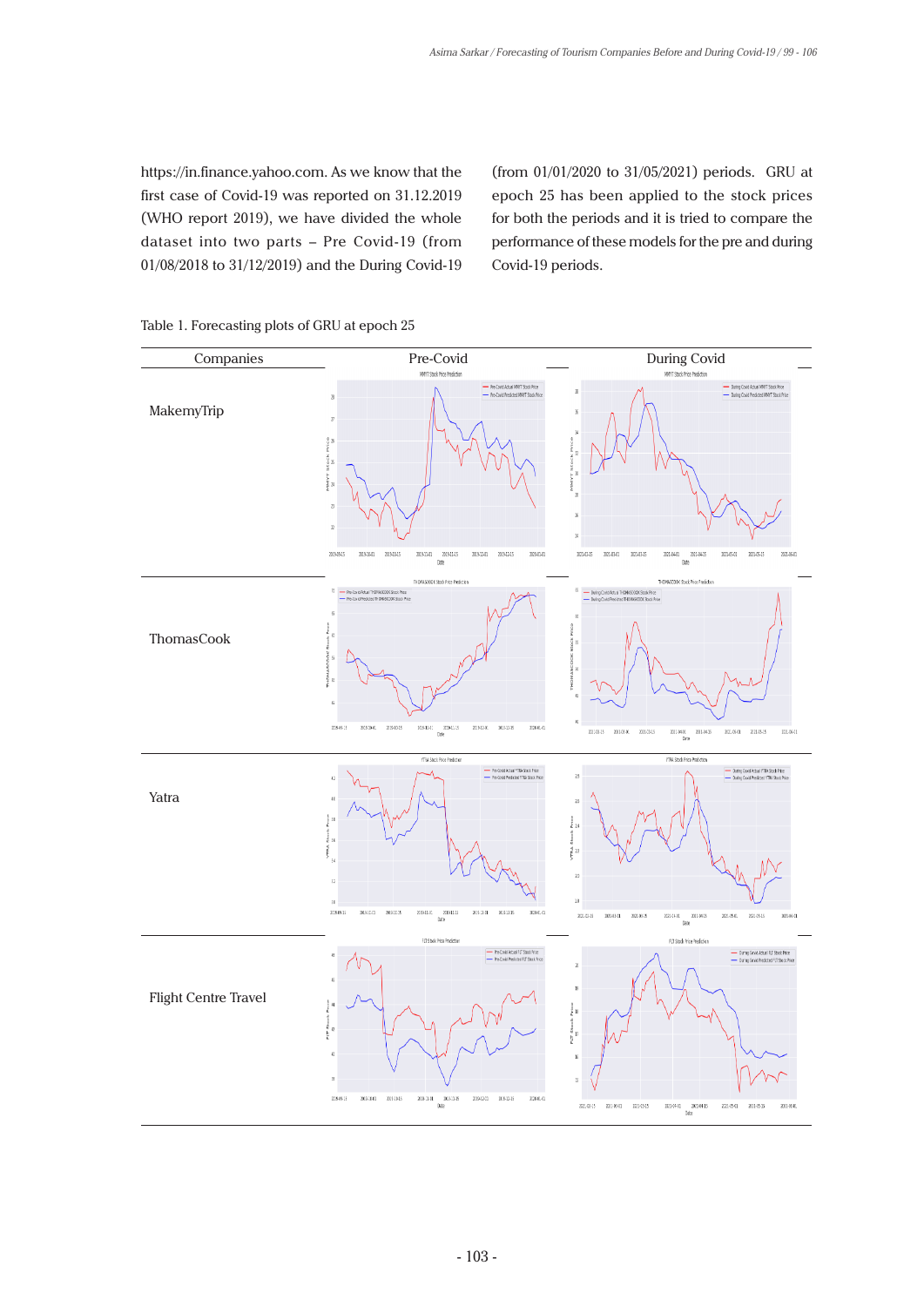https://in.finance.yahoo.com. As we know that the first case of Covid-19 was reported on 31.12.2019 (WHO report 2019), we have divided the whole dataset into two parts – Pre Covid-19 (from 01/08/2018 to 31/12/2019) and the During Covid-19 (from 01/01/2020 to 31/05/2021) periods. GRU at epoch 25 has been applied to the stock prices for both the periods and it is tried to compare the performance of these models for the pre and during Covid-19 periods.

Table 1. Forecasting plots of GRU at epoch 25

| Companies | Pre-Covid | During Covid |
| --- | --- | --- |
| MakemyTrip | | |
| ThomasCook | | |
| Yatra | | |
| Flight Centre Travel | | |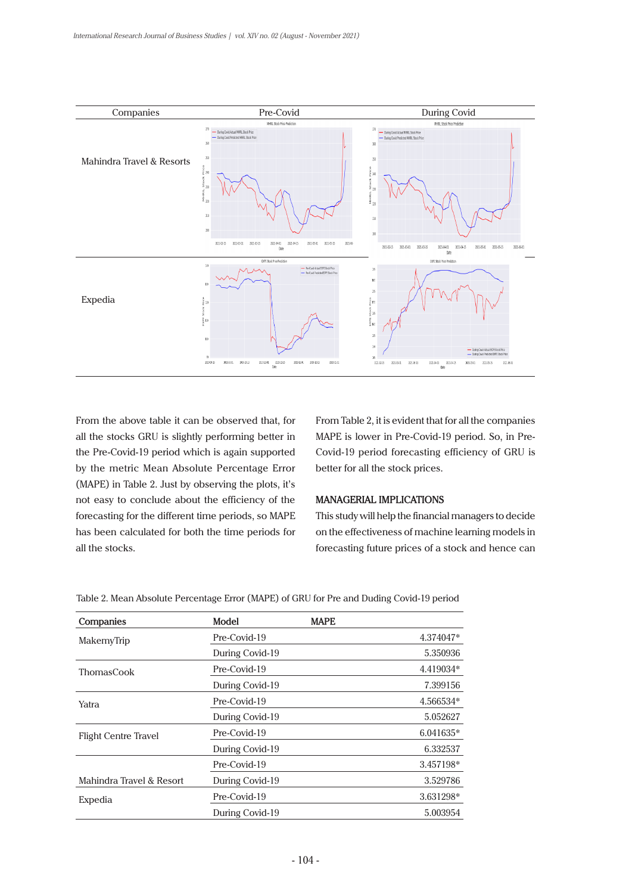| Companies | Pre-Covid | During Covid |
|---|---|---|
| Mahindra Travel & Resorts | | |
| Expedia | | |

From the above table it can be observed that, for all the stocks GRU is slightly performing better in the Pre-Covid-19 period which is again supported by the metric Mean Absolute Percentage Error (MAPE) in Table 2. Just by observing the plots, it's not easy to conclude about the efficiency of the forecasting for the different time periods, so MAPE has been calculated for both the time periods for all the stocks.

From Table 2, it is evident that for all the companies MAPE is lower in Pre-Covid-19 period. So, in Pre-Covid-19 period forecasting efficiency of GRU is better for all the stock prices.

## MANAGERIAL IMPLICATIONS

This study will help the financial managers to decide on the effectiveness of machine learning models in forecasting future prices of a stock and hence can

Table 2. Mean Absolute Percentage Error (MAPE) of GRU for Pre and Duding Covid-19 period

| Companies | Model | MAPE |
|---|---|---|
| MakemyTrip | Pre-Covid-19 | 4.374047* |
| | During Covid-19 | 5.350936 |
| ThomasCook | Pre-Covid-19 | 4.419034* |
| | During Covid-19 | 7.399156 |
| Yatra | Pre-Covid-19 | 4.566534* |
| | During Covid-19 | 5.052627 |
| Flight Centre Travel | Pre-Covid-19 | 6.041635* |
| | During Covid-19 | 6.332537 |
| Mahindra Travel & Resort | Pre-Covid-19 | 3.457198* |
| | During Covid-19 | 3.529786 |
| Expedia | Pre-Covid-19 | 3.631298* |
| | During Covid-19 | 5.003954 |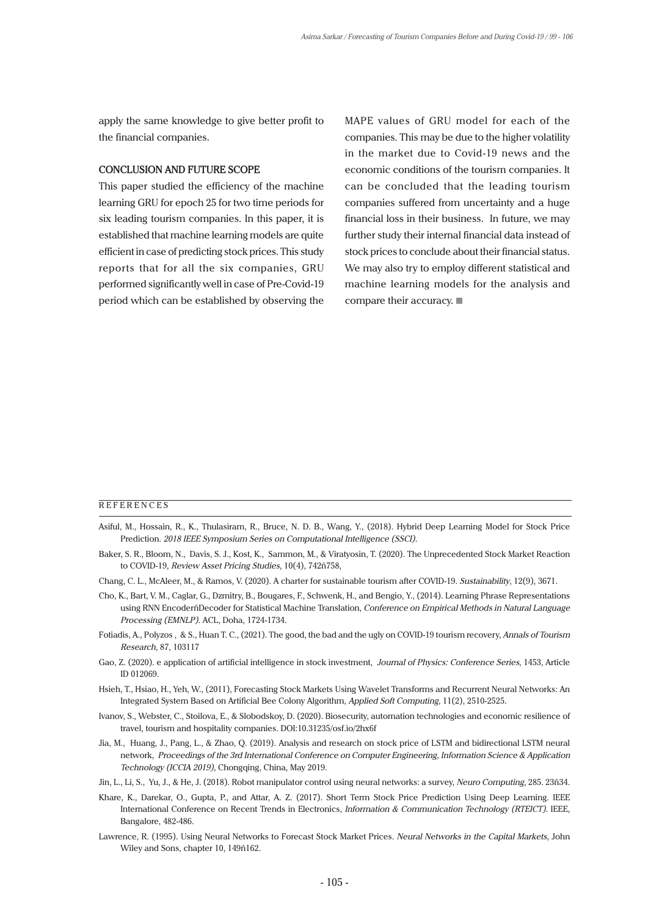apply the same knowledge to give better profit to the financial companies.

## CONCLUSION AND FUTURE SCOPE

This paper studied the efficiency of the machine learning GRU for epoch 25 for two time periods for six leading tourism companies. In this paper, it is established that machine learning models are quite efficient in case of predicting stock prices. This study reports that for all the six companies, GRU performed significantly well in case of Pre-Covid-19 period which can be established by observing the MAPE values of GRU model for each of the companies. This may be due to the higher volatility in the market due to Covid-19 news and the economic conditions of the tourism companies. It can be concluded that the leading tourism companies suffered from uncertainty and a huge financial loss in their business. In future, we may further study their internal financial data instead of stock prices to conclude about their financial status. We may also try to employ different statistical and machine learning models for the analysis and compare their accuracy. ■

## REFERENCES

Asiful, M., Hossain, R., K., Thulasiram, R., Bruce, N. D. B., Wang, Y., (2018). Hybrid Deep Learning Model for Stock Price Prediction. *2018 IEEE Symposium Series on Computational Intelligence (SSCI)*.

Baker, S. R., Bloom, N., Davis, S. J., Kost, K., Sammon, M., & Viratyosin, T. (2020). The Unprecedented Stock Market Reaction to COVID-19, *Review Asset Pricing Studies*, 10(4), 742ñ758,

Chang, C. L., McAleer, M., & Ramos, V. (2020). A charter for sustainable tourism after COVID-19. *Sustainability*, 12(9), 3671.

Cho, K., Bart, V. M., Caglar, G., Dzmitry, B., Bougares, F., Schwenk, H., and Bengio, Y., (2014). Learning Phrase Representations using RNN EncoderñDecoder for Statistical Machine Translation, *Conference on Empirical Methods in Natural Language Processing (EMNLP)*. ACL, Doha, 1724-1734.

Fotiadis, A., Polyzos , & S., Huan T. C., (2021). The good, the bad and the ugly on COVID-19 tourism recovery, *Annals of Tourism Research*, 87, 103117

Gao, Z. (2020). e application of artificial intelligence in stock investment, *Journal of Physics: Conference Series*, 1453, Article ID 012069.

Hsieh, T., Hsiao, H., Yeh, W., (2011), Forecasting Stock Markets Using Wavelet Transforms and Recurrent Neural Networks: An Integrated System Based on Artificial Bee Colony Algorithm, *Applied Soft Computing*, 11(2), 2510-2525.

Ivanov, S., Webster, C., Stoilova, E., & Slobodskoy, D. (2020). Biosecurity, automation technologies and economic resilience of travel, tourism and hospitality companies. DOI:10.31235/osf.io/2hx6f

Jia, M., Huang, J., Pang, L., & Zhao, Q. (2019). Analysis and research on stock price of LSTM and bidirectional LSTM neural network, *Proceedings of the 3rd International Conference on Computer Engineering, Information Science & Application Technology (ICCIA 2019),* Chongqing, China, May 2019.

Jin, L., Li, S., Yu, J., & He, J. (2018). Robot manipulator control using neural networks: a survey, *Neuro Computing*, 285. 23ñ34.

Khare, K., Darekar, O., Gupta, P., and Attar, A. Z. (2017). Short Term Stock Price Prediction Using Deep Learning. IEEE International Conference on Recent Trends in Electronics, *Information & Communication Technology (RTEICT)*. IEEE, Bangalore, 482-486.

Lawrence, R. (1995). Using Neural Networks to Forecast Stock Market Prices. *Neural Networks in the Capital Markets*, John Wiley and Sons, chapter 10, 149ñ162.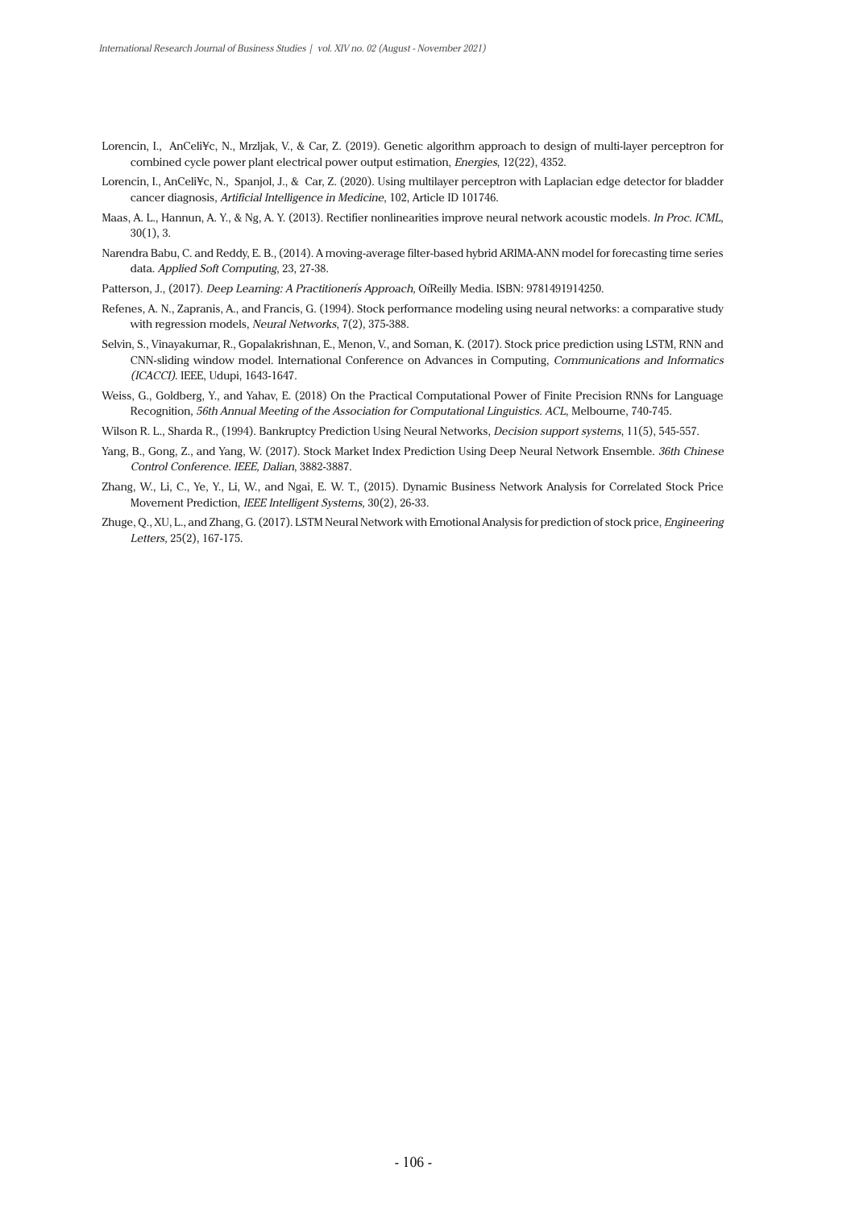Lorencin, I., AnCeli¥c, N., Mrzljak, V., & Car, Z. (2019). Genetic algorithm approach to design of multi-layer perceptron for combined cycle power plant electrical power output estimation, *Energies*, 12(22), 4352.

Lorencin, I., AnCeli¥c, N., Spanjol, J., & Car, Z. (2020). Using multilayer perceptron with Laplacian edge detector for bladder cancer diagnosis, *Artificial Intelligence in Medicine*, 102, Article ID 101746.

Maas, A. L., Hannun, A. Y., & Ng, A. Y. (2013). Rectifier nonlinearities improve neural network acoustic models. *In Proc. ICML*, 30(1), 3.

Narendra Babu, C. and Reddy, E. B., (2014). A moving-average filter-based hybrid ARIMA-ANN model for forecasting time series data. *Applied Soft Computing*, 23, 27-38.

Patterson, J., (2017). *Deep Learning: A Practitionerís Approach*, OíReilly Media. ISBN: 9781491914250.

Refenes, A. N., Zapranis, A., and Francis, G. (1994). Stock performance modeling using neural networks: a comparative study with regression models, *Neural Networks*, 7(2), 375-388.

Selvin, S., Vinayakumar, R., Gopalakrishnan, E., Menon, V., and Soman, K. (2017). Stock price prediction using LSTM, RNN and CNN-sliding window model. International Conference on Advances in Computing, *Communications and Informatics (ICACCI)*. IEEE, Udupi, 1643-1647.

Weiss, G., Goldberg, Y., and Yahav, E. (2018) On the Practical Computational Power of Finite Precision RNNs for Language Recognition, *56th Annual Meeting of the Association for Computational Linguistics. ACL*, Melbourne, 740-745.

Wilson R. L., Sharda R., (1994). Bankruptcy Prediction Using Neural Networks, *Decision support systems*, 11(5), 545-557.

Yang, B., Gong, Z., and Yang, W. (2017). Stock Market Index Prediction Using Deep Neural Network Ensemble. *36th Chinese Control Conference. IEEE, Dalian*, 3882-3887.

Zhang, W., Li, C., Ye, Y., Li, W., and Ngai, E. W. T., (2015). Dynamic Business Network Analysis for Correlated Stock Price Movement Prediction, *IEEE Intelligent Systems*, 30(2), 26-33.

Zhuge, Q., XU, L., and Zhang, G. (2017). LSTM Neural Network with Emotional Analysis for prediction of stock price, *Engineering Letters*, 25(2), 167-175.